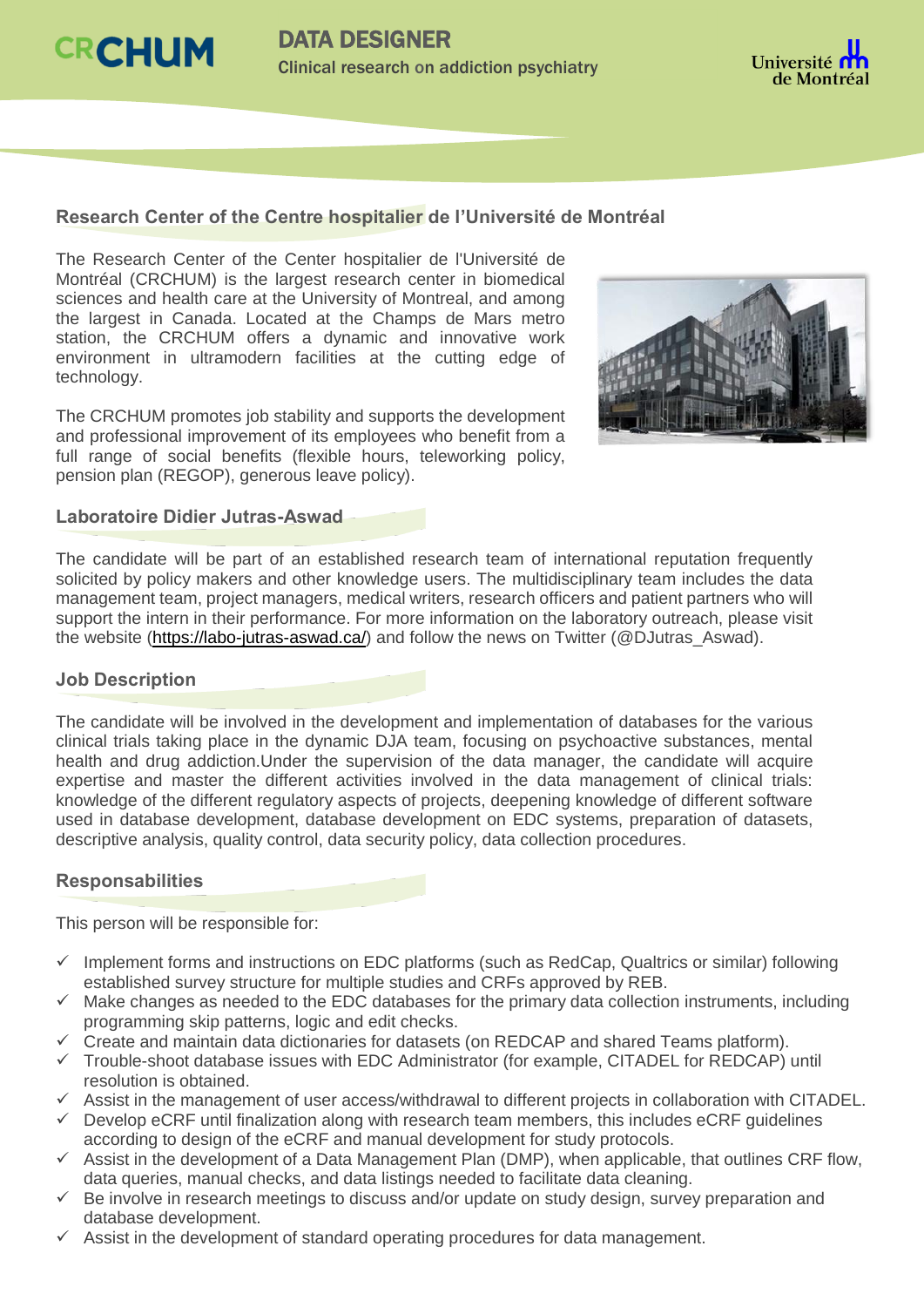CRCHUM

# DATA DESIGNER

Clinical research on addiction psychiatry

Université de Montréal

## Research Center of the Centre hospitalier de l'Université de Montréal

The Research Center of the Center hospitalier de l'Université de Montréal (CRCHUM) is the largest research center in biomedical sciences and health care at the University of Montreal, and among the largest in Canada. Located at the Champs de Mars metro station, the CRCHUM offers a dynamic and innovative work environment in ultramodern facilities at the cutting edge of technology.

The CRCHUM promotes job stability and supports the development and professional improvement of its employees who benefit from a full range of social benefits (flexible hours, teleworking policy, pension plan (REGOP), generous leave policy).

## Laboratoire Didier Jutras-Aswad

The candidate will be part of an established research team of international reputation frequently solicited by policy makers and other knowledge users. The multidisciplinary team includes the data management team, project managers, medical writers, research officers and patient partners who will support the intern in their performance. For more information on the laboratory outreach, please visit the website (https://labo-jutras-aswad.ca/) and follow the news on Twitter (@DJutras_Aswad).

## Job Description

The candidate will be involved in the development and implementation of databases for the various clinical trials taking place in the dynamic DJA team, focusing on psychoactive substances, mental health and drug addiction.Under the supervision of the data manager, the candidate will acquire expertise and master the different activities involved in the data management of clinical trials: knowledge of the different regulatory aspects of projects, deepening knowledge of different software used in database development, database development on EDC systems, preparation of datasets, descriptive analysis, quality control, data security policy, data collection procedures.

## Responsabilities

This person will be responsible for:

- ✓ Implement forms and instructions on EDC platforms (such as RedCap, Qualtrics or similar) following established survey structure for multiple studies and CRFs approved by REB.
- ✓ Make changes as needed to the EDC databases for the primary data collection instruments, including programming skip patterns, logic and edit checks.
- ✓ Create and maintain data dictionaries for datasets (on REDCAP and shared Teams platform).
- ✓ Trouble-shoot database issues with EDC Administrator (for example, CITADEL for REDCAP) until resolution is obtained.
- ✓ Assist in the management of user access/withdrawal to different projects in collaboration with CITADEL.
- ✓ Develop eCRF until finalization along with research team members, this includes eCRF guidelines according to design of the eCRF and manual development for study protocols.
- ✓ Assist in the development of a Data Management Plan (DMP), when applicable, that outlines CRF flow, data queries, manual checks, and data listings needed to facilitate data cleaning.
- ✓ Be involve in research meetings to discuss and/or update on study design, survey preparation and database development.
- ✓ Assist in the development of standard operating procedures for data management.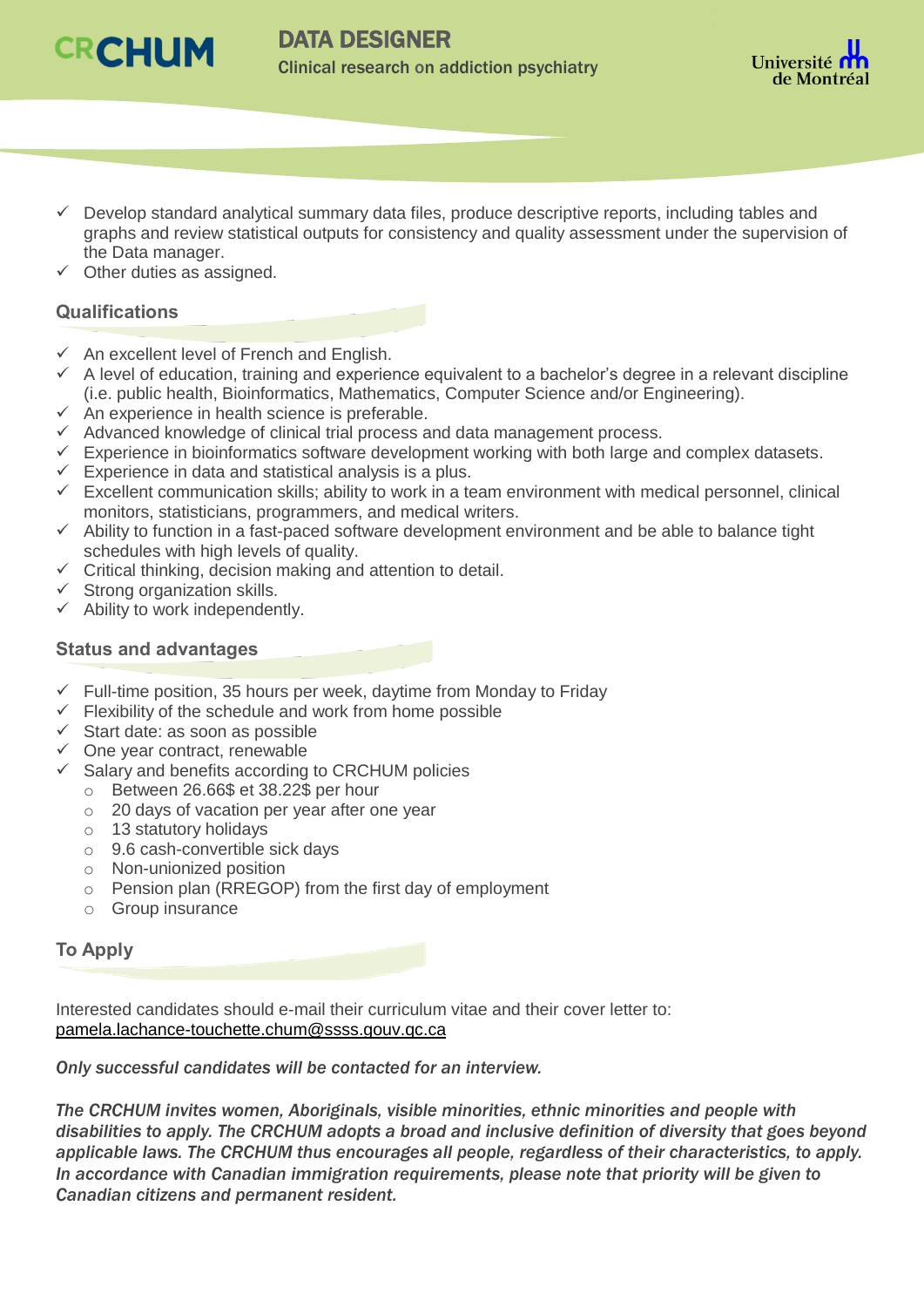- Develop standard analytical summary data files, produce descriptive reports, including tables and graphs and review statistical outputs for consistency and quality assessment under the supervision of the Data manager.
- Other duties as assigned.

## Qualifications

- An excellent level of French and English.
- A level of education, training and experience equivalent to a bachelor's degree in a relevant discipline (i.e. public health, Bioinformatics, Mathematics, Computer Science and/or Engineering).
- An experience in health science is preferable.
- Advanced knowledge of clinical trial process and data management process.
- Experience in bioinformatics software development working with both large and complex datasets.
- Experience in data and statistical analysis is a plus.
- Excellent communication skills; ability to work in a team environment with medical personnel, clinical monitors, statisticians, programmers, and medical writers.
- Ability to function in a fast-paced software development environment and be able to balance tight schedules with high levels of quality.
- Critical thinking, decision making and attention to detail.
- Strong organization skills.
- Ability to work independently.

## Status and advantages

- Full-time position, 35 hours per week, daytime from Monday to Friday
- Flexibility of the schedule and work from home possible
- Start date: as soon as possible
- One year contract, renewable
- Salary and benefits according to CRCHUM policies
  - Between 26.66$ et 38.22$ per hour
  - 20 days of vacation per year after one year
  - 13 statutory holidays
  - 9.6 cash-convertible sick days
  - Non-unionized position
  - Pension plan (RREGOP) from the first day of employment
  - Group insurance

## To Apply

Interested candidates should e-mail their curriculum vitae and their cover letter to:
pamela.lachance-touchette.chum@ssss.gouv.qc.ca

***Only successful candidates will be contacted for an interview.***

***The CRCHUM invites women, Aboriginals, visible minorities, ethnic minorities and people with disabilities to apply. The CRCHUM adopts a broad and inclusive definition of diversity that goes beyond applicable laws. The CRCHUM thus encourages all people, regardless of their characteristics, to apply. In accordance with Canadian immigration requirements, please note that priority will be given to Canadian citizens and permanent resident.***